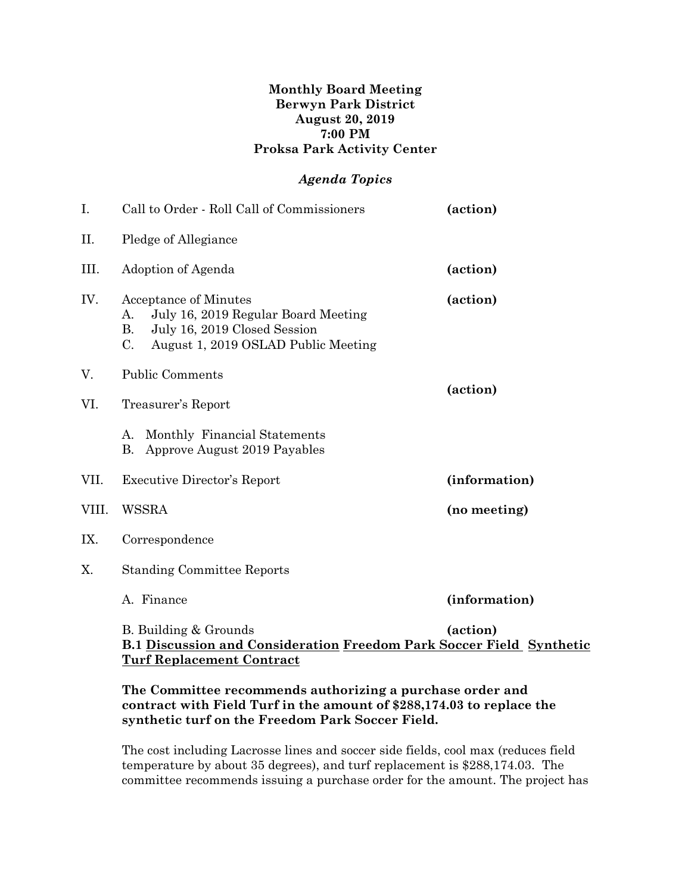**Monthly Board Meeting**
**Berwyn Park District**
**August 20, 2019**
**7:00 PM**
**Proksa Park Activity Center**

***Agenda Topics***

| | | |
|---|---|---|
| I. | Call to Order - Roll Call of Commissioners | **(action)** |
| II. | Pledge of Allegiance | |
| III. | Adoption of Agenda | **(action)** |
| IV. | Acceptance of Minutes<br>A. July 16, 2019 Regular Board Meeting<br>B. July 16, 2019 Closed Session<br>C. August 1, 2019 OSLAD Public Meeting | **(action)** |
| V. | Public Comments | |
| VI. | Treasurer's Report<br>A. Monthly Financial Statements<br>B. Approve August 2019 Payables | **(action)** |
| VII. | Executive Director's Report | **(information)** |
| VIII. | WSSRA | **(no meeting)** |
| IX. | Correspondence | |
| X. | Standing Committee Reports | |
| | A. Finance | **(information)** |
| | B. Building & Grounds | **(action)** |

**B.1 Discussion and Consideration Freedom Park Soccer Field Synthetic Turf Replacement Contract**

**The Committee recommends authorizing a purchase order and contract with Field Turf in the amount of $288,174.03 to replace the synthetic turf on the Freedom Park Soccer Field.**

The cost including Lacrosse lines and soccer side fields, cool max (reduces field temperature by about 35 degrees), and turf replacement is $288,174.03. The committee recommends issuing a purchase order for the amount. The project has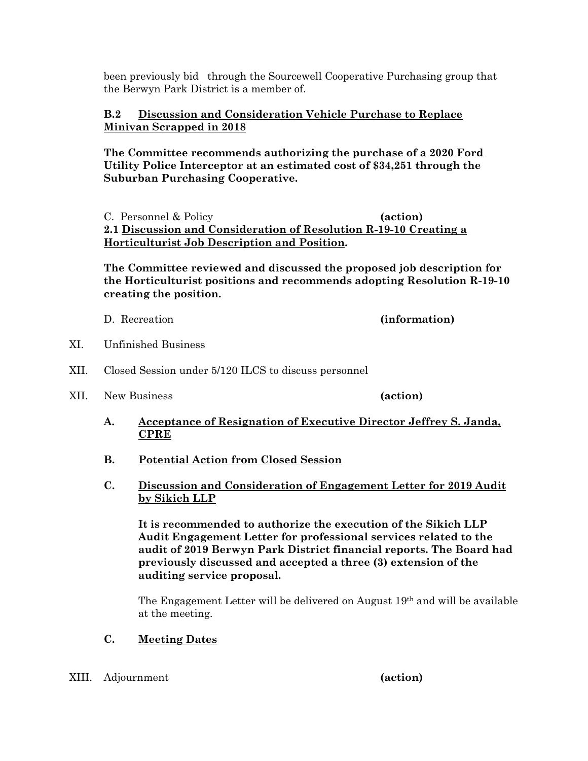been previously bid through the Sourcewell Cooperative Purchasing group that the Berwyn Park District is a member of.

**B.2 Discussion and Consideration Vehicle Purchase to Replace Minivan Scrapped in 2018**

**The Committee recommends authorizing the purchase of a 2020 Ford Utility Police Interceptor at an estimated cost of $34,251 through the Suburban Purchasing Cooperative.**

C. Personnel & Policy **(action)**

**2.1 Discussion and Consideration of Resolution R-19-10 Creating a Horticulturist Job Description and Position.**

**The Committee reviewed and discussed the proposed job description for the Horticulturist positions and recommends adopting Resolution R-19-10 creating the position.**

D. Recreation **(information)**

XI. Unfinished Business

XII. Closed Session under 5/120 ILCS to discuss personnel

XII. New Business **(action)**

**A. Acceptance of Resignation of Executive Director Jeffrey S. Janda, CPRE**

**B. Potential Action from Closed Session**

**C. Discussion and Consideration of Engagement Letter for 2019 Audit by Sikich LLP**

**It is recommended to authorize the execution of the Sikich LLP Audit Engagement Letter for professional services related to the audit of 2019 Berwyn Park District financial reports. The Board had previously discussed and accepted a three (3) extension of the auditing service proposal.**

The Engagement Letter will be delivered on August 19th and will be available at the meeting.

**C. Meeting Dates**

XIII. Adjournment **(action)**